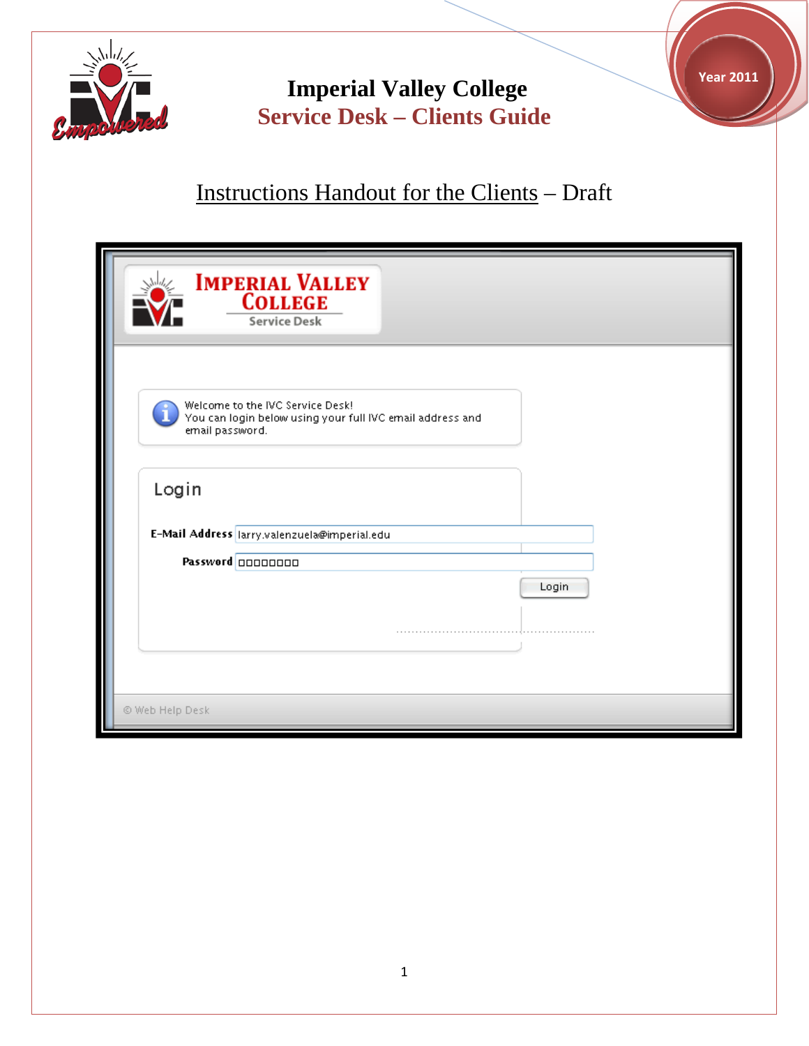# Imperial Valley College

## Service Desk – Clients Guide

Year 2011

Instructions Handout for the Clients – Draft

IMPERIAL VALLEY COLLEGE
Service Desk

Welcome to the IVC Service Desk!
You can login below using your full IVC email address and email password.

Login

E-Mail Address larry.valenzuela@imperial.edu

Password

Login

© Web Help Desk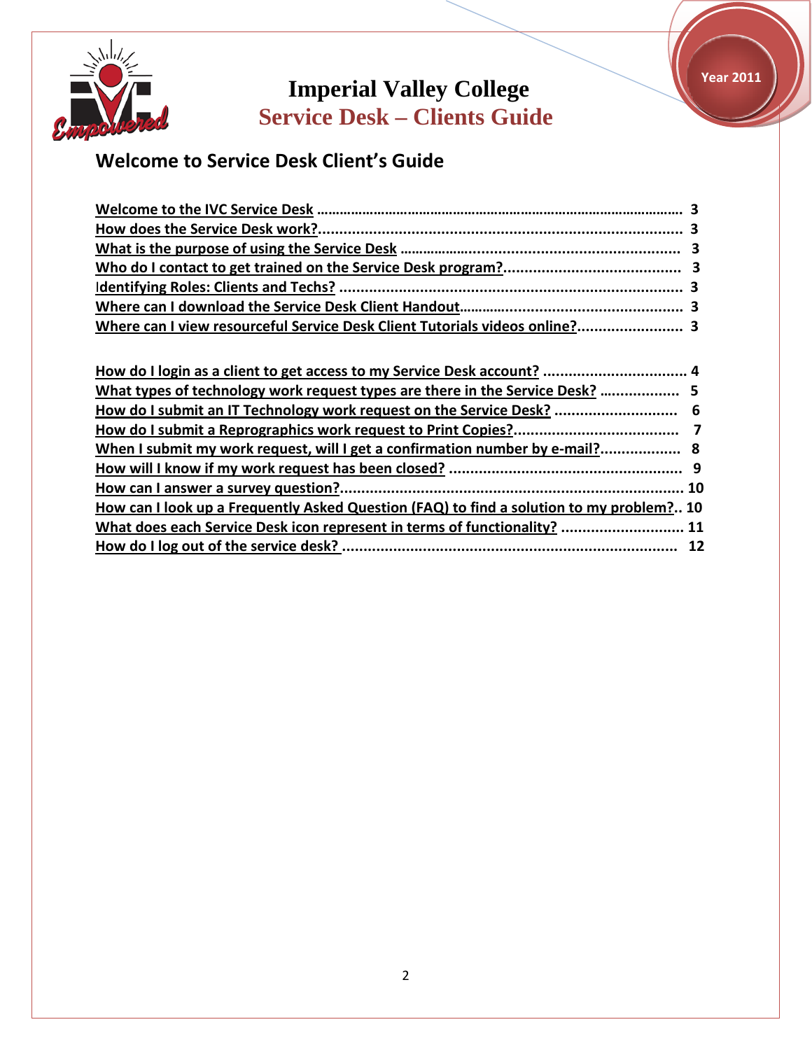# Imperial Valley College

## Service Desk – Clients Guide

Year 2011

## Welcome to Service Desk Client's Guide

| | |
|---|---|
| Welcome to the IVC Service Desk | 3 |
| How does the Service Desk work? | 3 |
| What is the purpose of using the Service Desk | 3 |
| Who do I contact to get trained on the Service Desk program? | 3 |
| Identifying Roles: Clients and Techs? | 3 |
| Where can I download the Service Desk Client Handout | 3 |
| Where can I view resourceful Service Desk Client Tutorials videos online? | 3 |
| How do I login as a client to get access to my Service Desk account? | 4 |
| What types of technology work request types are there in the Service Desk? | 5 |
| How do I submit an IT Technology work request on the Service Desk? | 6 |
| How do I submit a Reprographics work request to Print Copies? | 7 |
| When I submit my work request, will I get a confirmation number by e-mail? | 8 |
| How will I know if my work request has been closed? | 9 |
| How can I answer a survey question? | 10 |
| How can I look up a Frequently Asked Question (FAQ) to find a solution to my problem? | 10 |
| What does each Service Desk icon represent in terms of functionality? | 11 |
| How do I log out of the service desk? | 12 |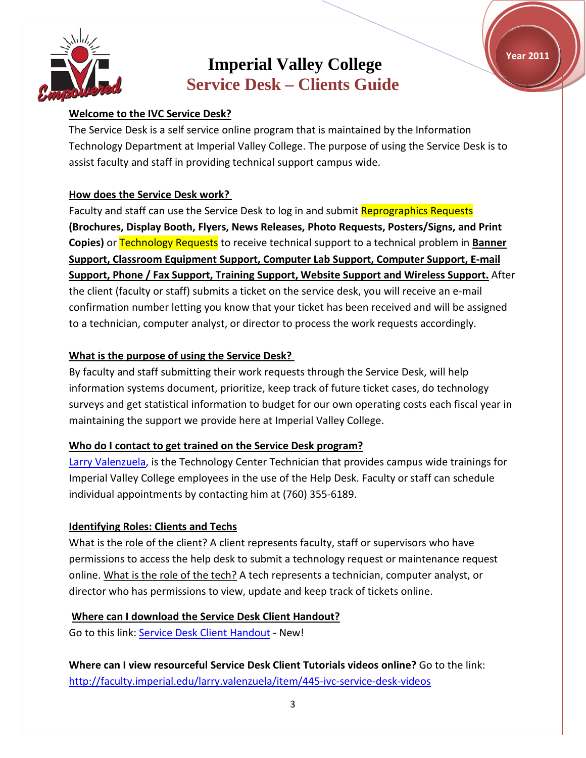# Imperial Valley College
## Service Desk – Clients Guide

Year 2011

**Welcome to the IVC Service Desk?**

The Service Desk is a self service online program that is maintained by the Information Technology Department at Imperial Valley College. The purpose of using the Service Desk is to assist faculty and staff in providing technical support campus wide.

**How does the Service Desk work?**

Faculty and staff can use the Service Desk to log in and submit Reprographics Requests **(Brochures, Display Booth, Flyers, News Releases, Photo Requests, Posters/Signs, and Print Copies)** or Technology Requests to receive technical support to a technical problem in **Banner Support, Classroom Equipment Support, Computer Lab Support, Computer Support, E-mail Support, Phone / Fax Support, Training Support, Website Support and Wireless Support.** After the client (faculty or staff) submits a ticket on the service desk, you will receive an e-mail confirmation number letting you know that your ticket has been received and will be assigned to a technician, computer analyst, or director to process the work requests accordingly.

**What is the purpose of using the Service Desk?**

By faculty and staff submitting their work requests through the Service Desk, will help information systems document, prioritize, keep track of future ticket cases, do technology surveys and get statistical information to budget for our own operating costs each fiscal year in maintaining the support we provide here at Imperial Valley College.

**Who do I contact to get trained on the Service Desk program?**

Larry Valenzuela, is the Technology Center Technician that provides campus wide trainings for Imperial Valley College employees in the use of the Help Desk. Faculty or staff can schedule individual appointments by contacting him at (760) 355-6189.

**Identifying Roles: Clients and Techs**

What is the role of the client? A client represents faculty, staff or supervisors who have permissions to access the help desk to submit a technology request or maintenance request online. What is the role of the tech? A tech represents a technician, computer analyst, or director who has permissions to view, update and keep track of tickets online.

**Where can I download the Service Desk Client Handout?**

Go to this link: Service Desk Client Handout - New!

**Where can I view resourceful Service Desk Client Tutorials videos online?** Go to the link: http://faculty.imperial.edu/larry.valenzuela/item/445-ivc-service-desk-videos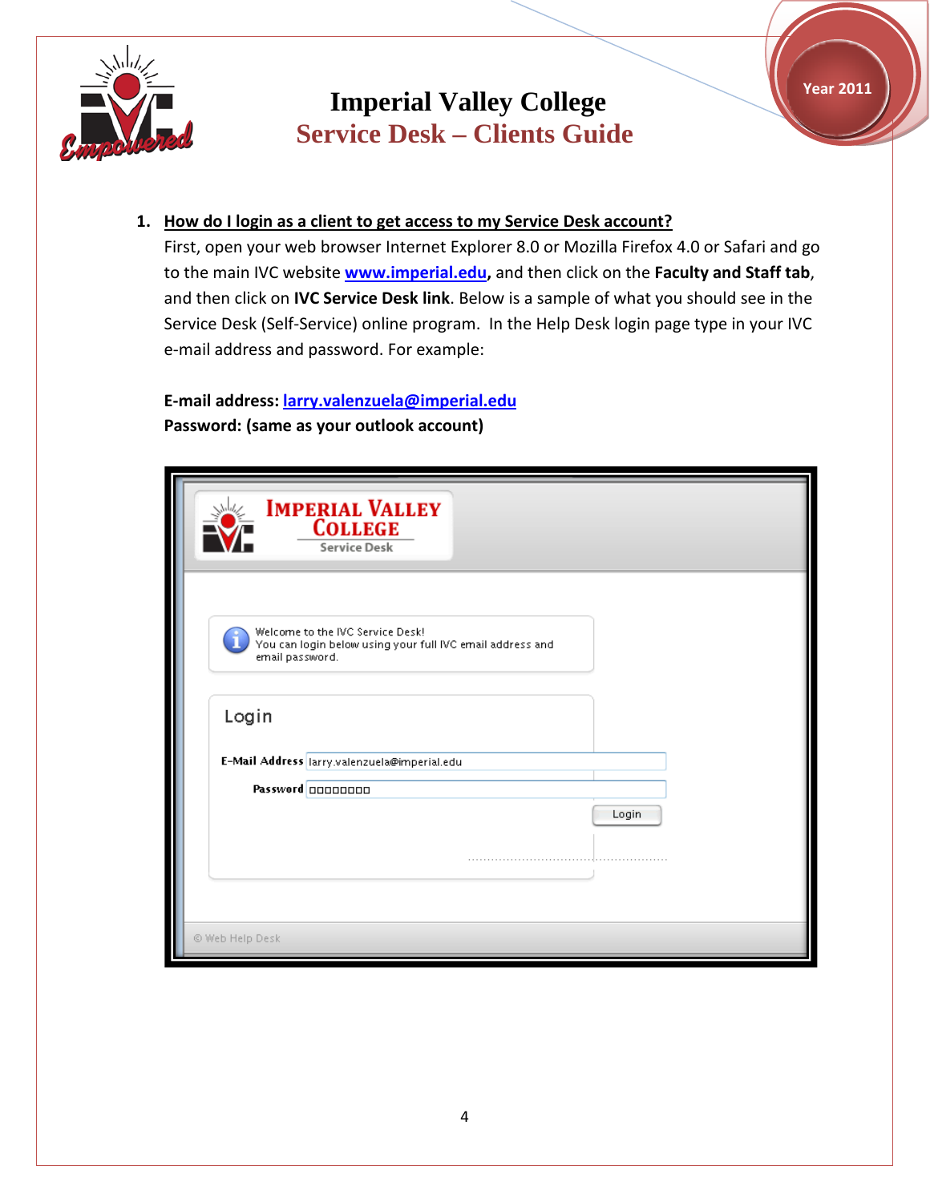1. **How do I login as a client to get access to my Service Desk account?**

   First, open your web browser Internet Explorer 8.0 or Mozilla Firefox 4.0 or Safari and go to the main IVC website [www.imperial.edu](http://www.imperial.edu), and then click on the **Faculty and Staff tab**, and then click on **IVC Service Desk link**. Below is a sample of what you should see in the Service Desk (Self-Service) online program. In the Help Desk login page type in your IVC e-mail address and password. For example:

   **E-mail address: larry.valenzuela@imperial.edu**
   **Password: (same as your outlook account)**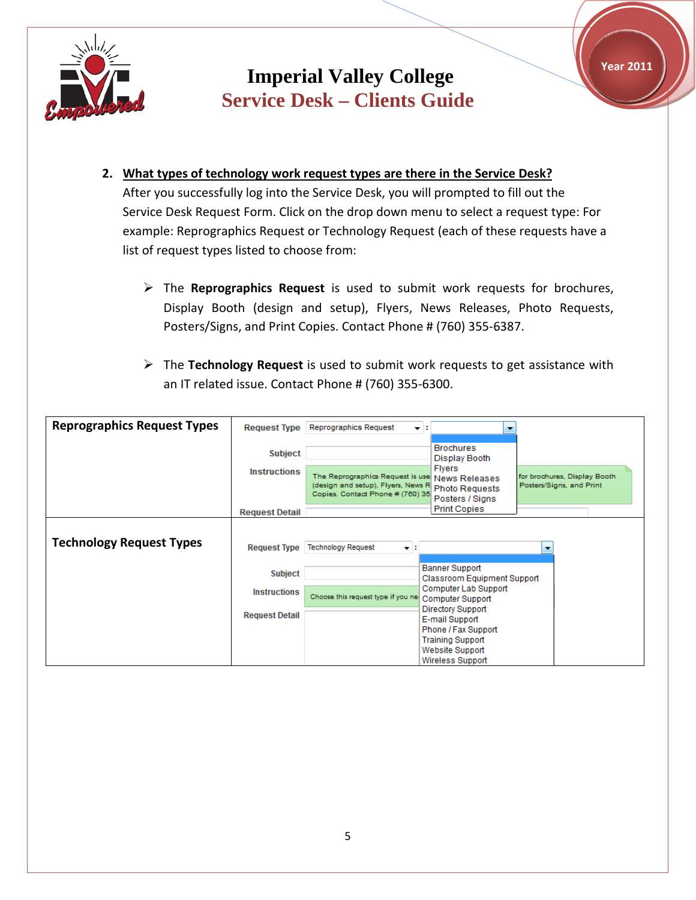2. **What types of technology work request types are there in the Service Desk?**

After you successfully log into the Service Desk, you will prompted to fill out the Service Desk Request Form. Click on the drop down menu to select a request type: For example: Reprographics Request or Technology Request (each of these requests have a list of request types listed to choose from:

- The **Reprographics Request** is used to submit work requests for brochures, Display Booth (design and setup), Flyers, News Releases, Photo Requests, Posters/Signs, and Print Copies. Contact Phone # (760) 355-6387.

- The **Technology Request** is used to submit work requests to get assistance with an IT related issue. Contact Phone # (760) 355-6300.

| **Reprographics Request Types** | Request Type: Reprographics Request<br>Brochures<br>Display Booth<br>Flyers<br>News Releases<br>Photo Requests<br>Posters / Signs<br>Print Copies |
|---|---|
| **Technology Request Types** | Request Type: Technology Request<br>Banner Support<br>Classroom Equipment Support<br>Computer Lab Support<br>Computer Support<br>Directory Support<br>E-mail Support<br>Phone / Fax Support<br>Training Support<br>Website Support<br>Wireless Support |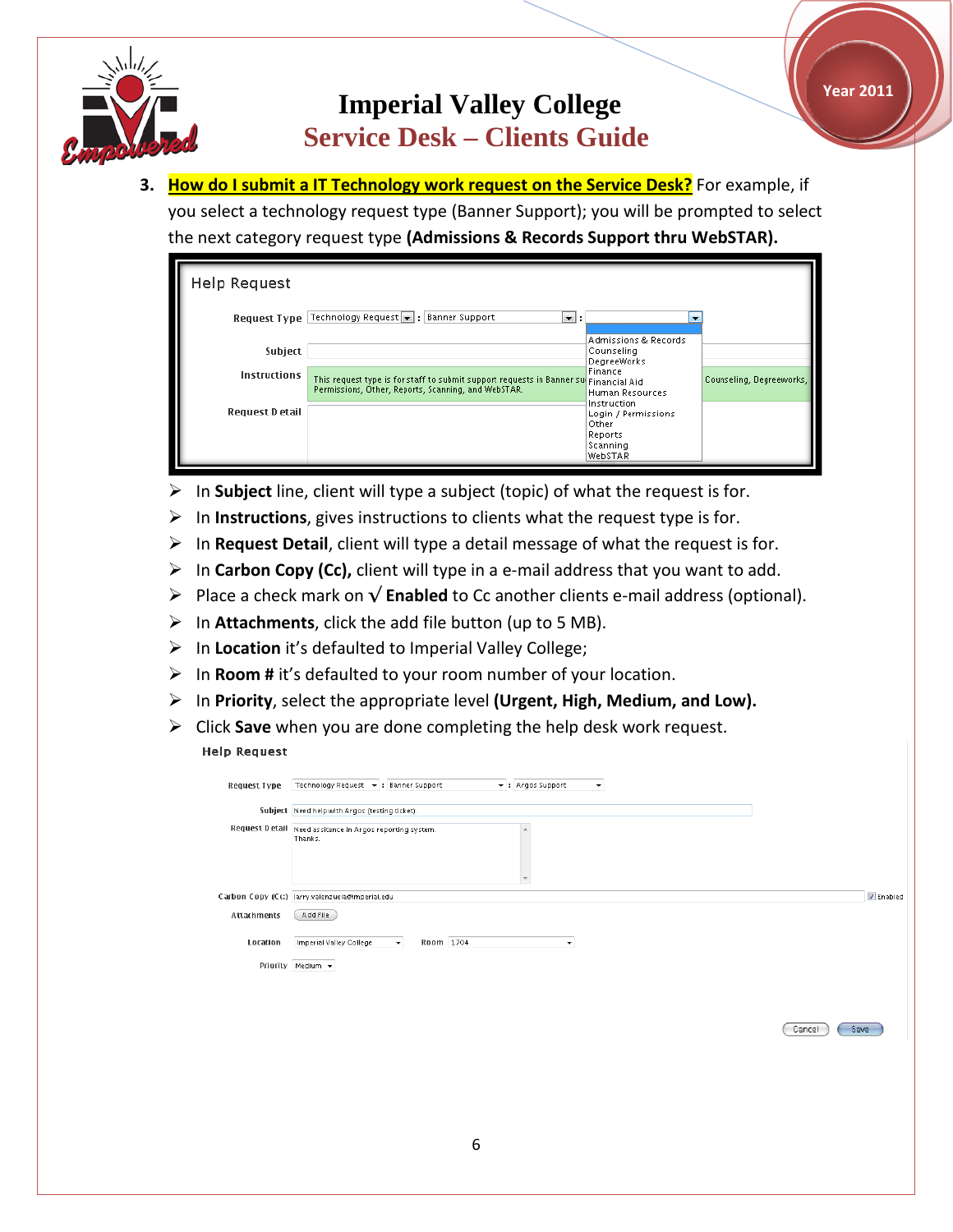3. **How do I submit a IT Technology work request on the Service Desk?** For example, if you select a technology request type (Banner Support); you will be prompted to select the next category request type **(Admissions & Records Support thru WebSTAR).**

- In **Subject** line, client will type a subject (topic) of what the request is for.
- In **Instructions**, gives instructions to clients what the request type is for.
- In **Request Detail**, client will type a detail message of what the request is for.
- In **Carbon Copy (Cc),** client will type in a e-mail address that you want to add.
- Place a check mark on √ **Enabled** to Cc another clients e-mail address (optional).
- In **Attachments**, click the add file button (up to 5 MB).
- In **Location** it's defaulted to Imperial Valley College;
- In **Room #** it's defaulted to your room number of your location.
- In **Priority**, select the appropriate level **(Urgent, High, Medium, and Low).**
- Click **Save** when you are done completing the help desk work request.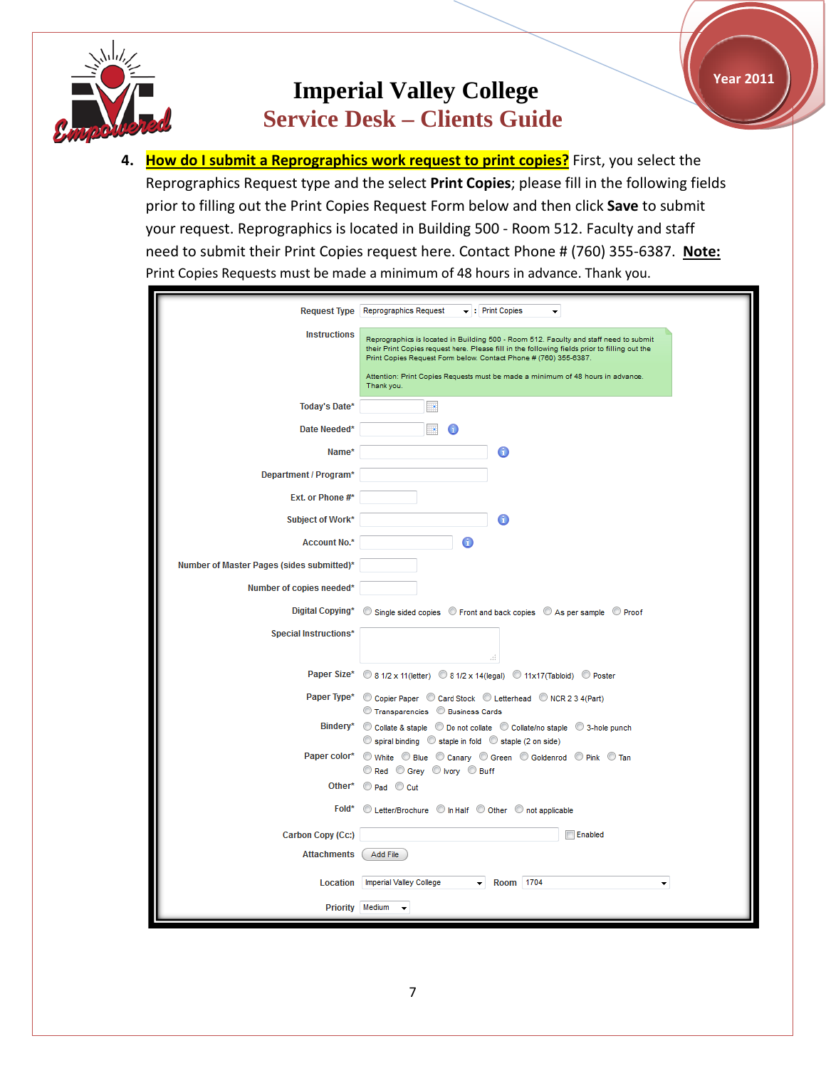# Imperial Valley College
## Service Desk – Clients Guide

Year 2011

4. **How do I submit a Reprographics work request to print copies?** First, you select the Reprographics Request type and the select **Print Copies**; please fill in the following fields prior to filling out the Print Copies Request Form below and then click **Save** to submit your request. Reprographics is located in Building 500 - Room 512. Faculty and staff need to submit their Print Copies request here. Contact Phone # (760) 355-6387. **Note:** Print Copies Requests must be made a minimum of 48 hours in advance. Thank you.

Request Type: Reprographics Request : Print Copies

Instructions:

> Reprographics is located in Building 500 - Room 512. Faculty and staff need to submit their Print Copies request here. Please fill in the following fields prior to filling out the Print Copies Request Form below. Contact Phone # (760) 355-6387.
>
> Attention: Print Copies Requests must be made a minimum of 48 hours in advance. Thank you.

- Today's Date*
- Date Needed*
- Name*
- Department / Program*
- Ext. or Phone #*
- Subject of Work*
- Account No.*
- Number of Master Pages (sides submitted)*
- Number of copies needed*
- Digital Copying*: Single sided copies / Front and back copies / As per sample / Proof
- Special Instructions*
- Paper Size*: 8 1/2 x 11(letter) / 8 1/2 x 14(legal) / 11x17(Tabloid) / Poster
- Paper Type*: Copier Paper / Card Stock / Letterhead / NCR 2 3 4(Part) / Transparencies / Business Cards
- Bindery*: Collate & staple / Do not collate / Collate/no staple / 3-hole punch / spiral binding / staple in fold / staple (2 on side)
- Paper color*: White / Blue / Canary / Green / Goldenrod / Pink / Tan / Red / Grey / Ivory / Buff
- Other*: Pad / Cut
- Fold*: Letter/Brochure / In Half / Other / not applicable
- Carbon Copy (Cc:) — Enabled
- Attachments: Add File
- Location: Imperial Valley College — Room: 1704
- Priority: Medium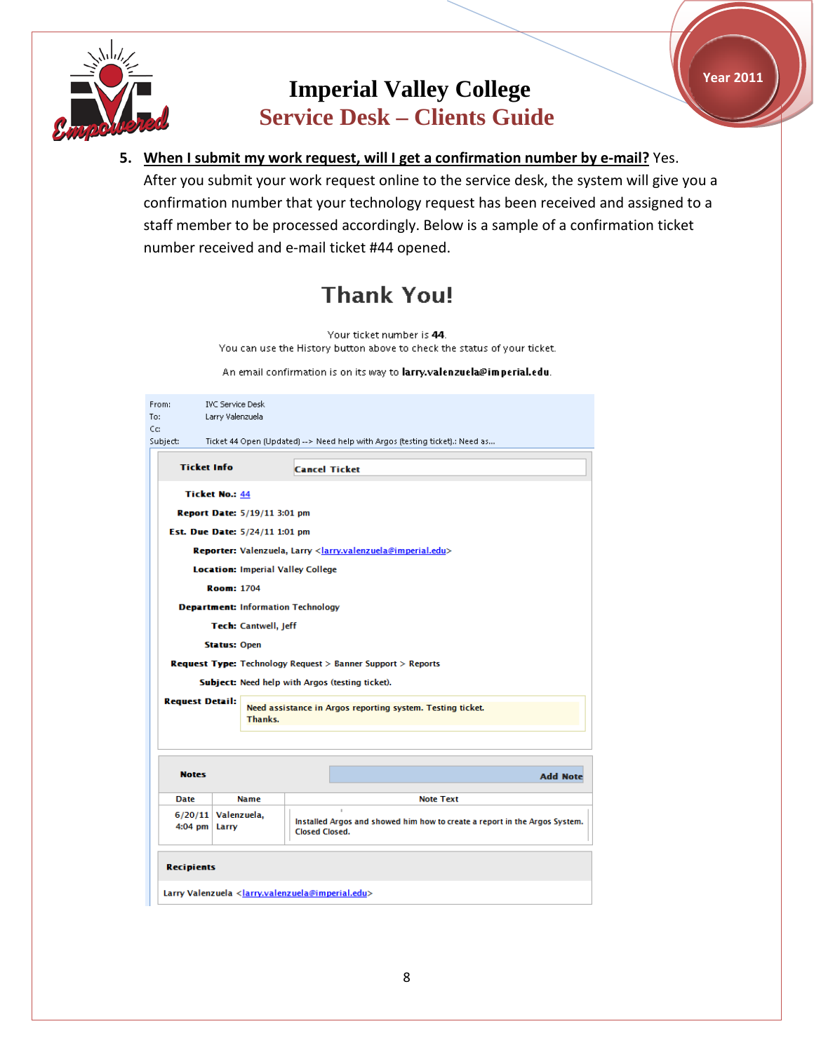5. **When I submit my work request, will I get a confirmation number by e-mail?** Yes. After you submit your work request online to the service desk, the system will give you a confirmation number that your technology request has been received and assigned to a staff member to be processed accordingly. Below is a sample of a confirmation ticket number received and e-mail ticket #44 opened.

## Thank You!

Your ticket number is **44**.
You can use the History button above to check the status of your ticket.

An email confirmation is on its way to **larry.valenzuela@imperial.edu**.

From: IVC Service Desk
To: Larry Valenzuela
Cc:
Subject: Ticket 44 Open (Updated) --> Need help with Argos (testing ticket).: Need as...

**Ticket Info** | Cancel Ticket

**Ticket No.:** 44
**Report Date:** 5/19/11 3:01 pm
**Est. Due Date:** 5/24/11 1:01 pm
**Reporter:** Valenzuela, Larry <larry.valenzuela@imperial.edu>
**Location:** Imperial Valley College
**Room:** 1704
**Department:** Information Technology
**Tech:** Cantwell, Jeff
**Status:** Open
**Request Type:** Technology Request > Banner Support > Reports
**Subject:** Need help with Argos (testing ticket).
**Request Detail:** Need assistance in Argos reporting system. Testing ticket. Thanks.

**Notes** | Add Note

| Date | Name | Note Text |
|---|---|---|
| 6/20/11 4:04 pm | Valenzuela, Larry | Installed Argos and showed him how to create a report in the Argos System. Closed Closed. |

**Recipients**

Larry Valenzuela <larry.valenzuela@imperial.edu>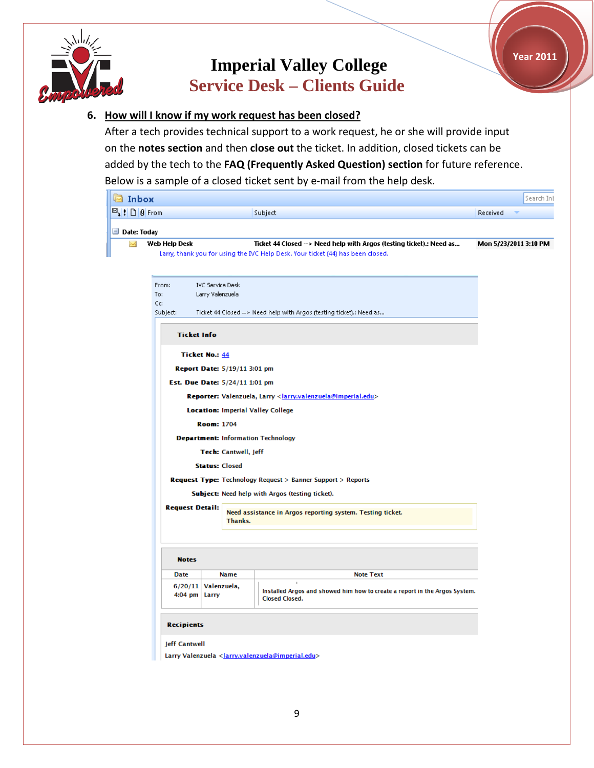# Imperial Valley College

## Service Desk – Clients Guide

6. **How will I know if my work request has been closed?**

After a tech provides technical support to a work request, he or she will provide input on the **notes section** and then **close out** the ticket. In addition, closed tickets can be added by the tech to the **FAQ (Frequently Asked Question) section** for future reference. Below is a sample of a closed ticket sent by e-mail from the help desk.

**Inbox**

| From | Subject | Received |
|---|---|---|
| Date: Today | | |
| Web Help Desk | Ticket 44 Closed --> Need help with Argos (testing ticket).: Need as... | Mon 5/23/2011 3:10 PM |
| | Larry, thank you for using the IVC Help Desk. Your ticket (44) has been closed. | |

From: IVC Service Desk
To: Larry Valenzuela
Cc:
Subject: Ticket 44 Closed --> Need help with Argos (testing ticket).: Need as...

**Ticket Info**

**Ticket No.:** 44
**Report Date:** 5/19/11 3:01 pm
**Est. Due Date:** 5/24/11 1:01 pm
**Reporter:** Valenzuela, Larry <larry.valenzuela@imperial.edu>
**Location:** Imperial Valley College
**Room:** 1704
**Department:** Information Technology
**Tech:** Cantwell, Jeff
**Status:** Closed
**Request Type:** Technology Request > Banner Support > Reports
**Subject:** Need help with Argos (testing ticket).
**Request Detail:** Need assistance in Argos reporting system. Testing ticket. Thanks.

**Notes**

| Date | Name | Note Text |
|---|---|---|
| 6/20/11 4:04 pm | Valenzuela, Larry | Installed Argos and showed him how to create a report in the Argos System. Closed Closed. |

**Recipients**

Jeff Cantwell
Larry Valenzuela <larry.valenzuela@imperial.edu>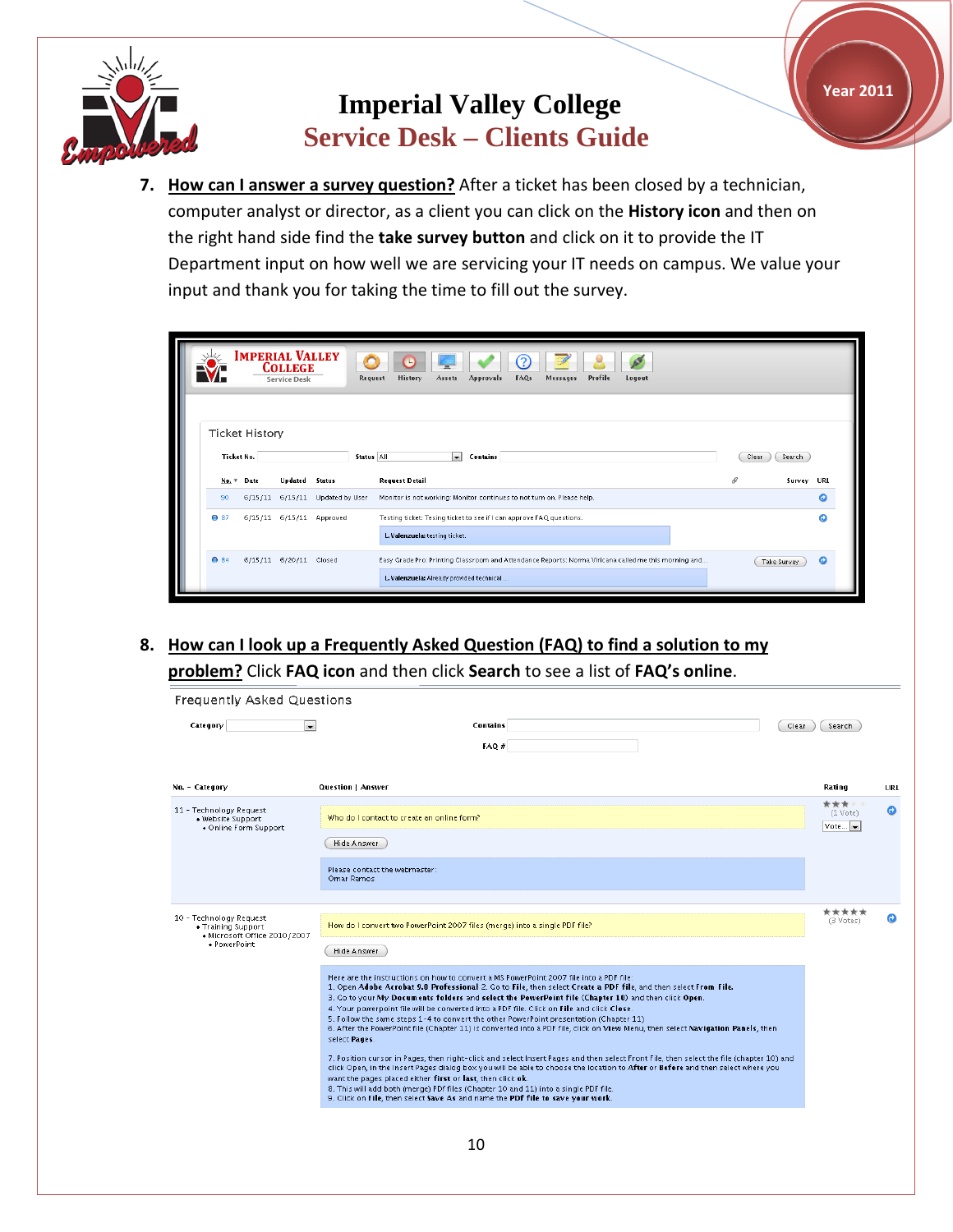7. **How can I answer a survey question?** After a ticket has been closed by a technician, computer analyst or director, as a client you can click on the **History icon** and then on the right hand side find the **take survey button** and click on it to provide the IT Department input on how well we are servicing your IT needs on campus. We value your input and thank you for taking the time to fill out the survey.

8. **How can I look up a Frequently Asked Question (FAQ) to find a solution to my problem?** Click **FAQ icon** and then click **Search** to see a list of **FAQ's online**.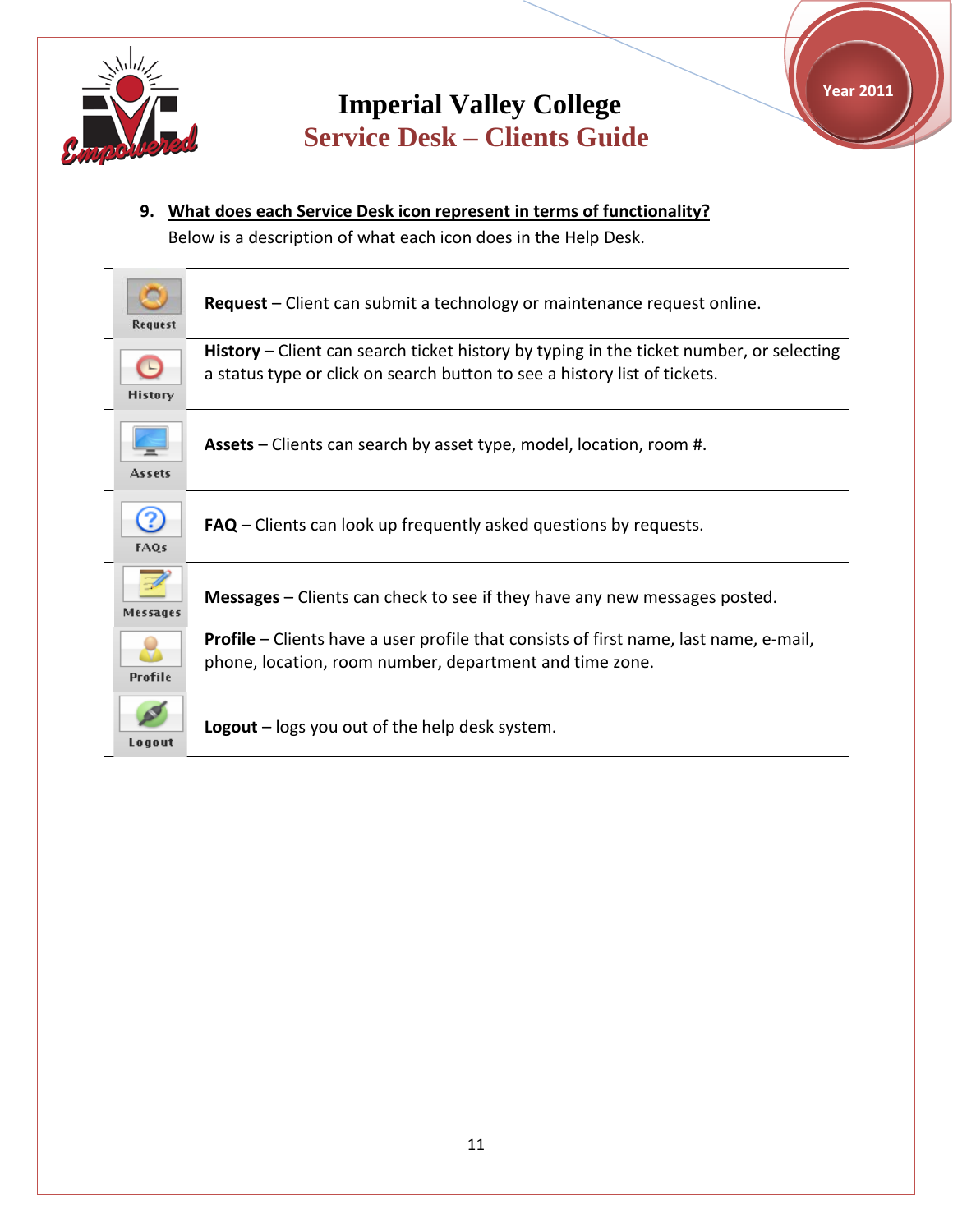# Imperial Valley College

## Service Desk – Clients Guide

Year 2011

**9. What does each Service Desk icon represent in terms of functionality?**

Below is a description of what each icon does in the Help Desk.

| | |
|---|---|
| Request | **Request** – Client can submit a technology or maintenance request online. |
| History | **History** – Client can search ticket history by typing in the ticket number, or selecting a status type or click on search button to see a history list of tickets. |
| Assets | **Assets** – Clients can search by asset type, model, location, room #. |
| FAQs | **FAQ** – Clients can look up frequently asked questions by requests. |
| Messages | **Messages** – Clients can check to see if they have any new messages posted. |
| Profile | **Profile** – Clients have a user profile that consists of first name, last name, e-mail, phone, location, room number, department and time zone. |
| Logout | **Logout** – logs you out of the help desk system. |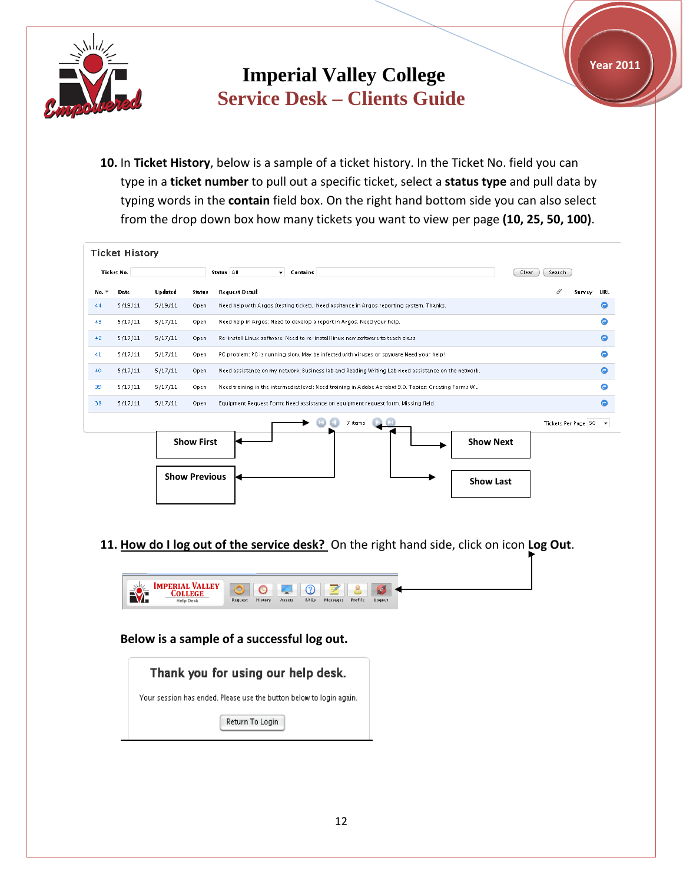**10.** In **Ticket History**, below is a sample of a ticket history. In the Ticket No. field you can type in a **ticket number** to pull out a specific ticket, select a **status type** and pull data by typing words in the **contain** field box. On the right hand bottom side you can also select from the drop down box how many tickets you want to view per page **(10, 25, 50, 100)**.

Ticket History

Ticket No. Status All Contains Clear Search

| No. | Date | Updated | Status | Request Detail | Survey | URL |
|---|---|---|---|---|---|---|
| 44 | 5/19/11 | 5/19/11 | Open | Need help with Argos (testing ticket). Need assistance in Argos reporting system. Thanks. | | |
| 43 | 5/17/11 | 5/17/11 | Open | Need help in Argos: Need to develop a report in Argos. Need your help. | | |
| 42 | 5/17/11 | 5/17/11 | Open | Re-install Linux software: Need to re-install linux new software to teach class. | | |
| 41 | 5/17/11 | 5/17/11 | Open | PC problem: PC is running slow. May be infected with viruses or spyware Need your help! | | |
| 40 | 5/17/11 | 5/17/11 | Open | Need assistance on my network: Business lab and Reading Writing Lab need assistance on the network. | | |
| 39 | 5/17/11 | 5/17/11 | Open | Need training in the intermediat level: Need training in Adobe Acrobat 9.0. Topics: Creating Forms W... | | |
| 38 | 5/17/11 | 5/17/11 | Open | Equipment Request Form: Need assistance on equipment request form. Missing field. | | |

7 items Tickets Per Page 50

Show First

Show Previous

Show Next

Show Last

**11. How do I log out of the service desk?** On the right hand side, click on icon **Log Out**.

IMPERIAL VALLEY COLLEGE Help Desk — Request History Assets FAQs Messages Profile Logout

**Below is a sample of a successful log out.**

Thank you for using our help desk.

Your session has ended. Please use the button below to login again.

Return To Login